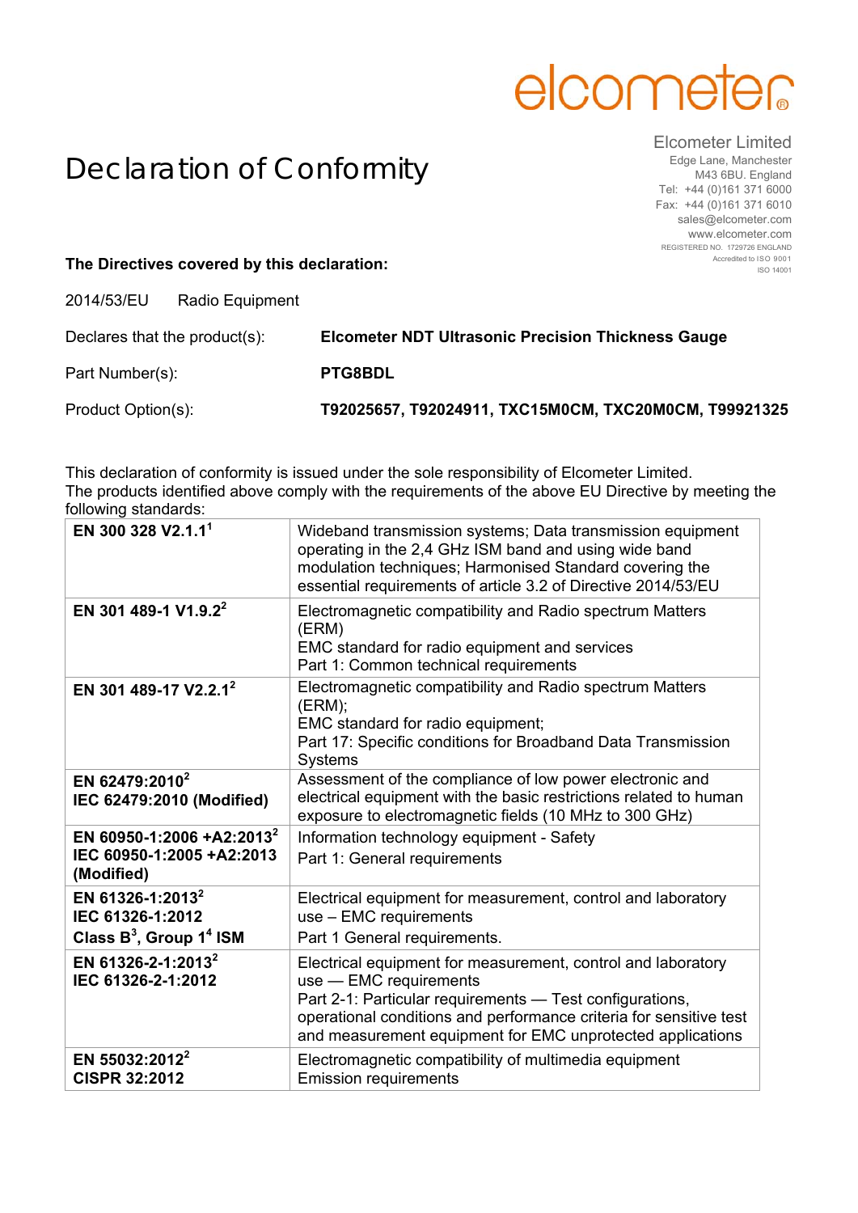elcometer®

# Declaration of Conformity

Elcometer Limited
Edge Lane, Manchester
M43 6BU. England
Tel: +44 (0)161 371 6000
Fax: +44 (0)161 371 6010
sales@elcometer.com
www.elcometer.com
REGISTERED NO. 1729726 ENGLAND
Accredited to ISO 9001
ISO 14001

**The Directives covered by this declaration:**

2014/53/EU Radio Equipment

Declares that the product(s): **Elcometer NDT Ultrasonic Precision Thickness Gauge**

Part Number(s): **PTG8BDL**

Product Option(s): **T92025657, T92024911, TXC15M0CM, TXC20M0CM, T99921325**

This declaration of conformity is issued under the sole responsibility of Elcometer Limited.
The products identified above comply with the requirements of the above EU Directive by meeting the following standards:

| Standard | Description |
|---|---|
| **EN 300 328 V2.1.1**[1] | Wideband transmission systems; Data transmission equipment operating in the 2,4 GHz ISM band and using wide band modulation techniques; Harmonised Standard covering the essential requirements of article 3.2 of Directive 2014/53/EU |
| **EN 301 489-1 V1.9.2**[2] | Electromagnetic compatibility and Radio spectrum Matters (ERM)<br>EMC standard for radio equipment and services<br>Part 1: Common technical requirements |
| **EN 301 489-17 V2.2.1**[2] | Electromagnetic compatibility and Radio spectrum Matters (ERM);<br>EMC standard for radio equipment;<br>Part 17: Specific conditions for Broadband Data Transmission Systems |
| **EN 62479:2010**[2]<br>**IEC 62479:2010 (Modified)** | Assessment of the compliance of low power electronic and electrical equipment with the basic restrictions related to human exposure to electromagnetic fields (10 MHz to 300 GHz) |
| **EN 60950-1:2006 +A2:2013**[2]<br>**IEC 60950-1:2005 +A2:2013 (Modified)** | Information technology equipment - Safety<br>Part 1: General requirements |
| **EN 61326-1:2013**[2]<br>**IEC 61326-1:2012**<br>**Class B**[3]**, Group 1**[4] **ISM** | Electrical equipment for measurement, control and laboratory use – EMC requirements<br>Part 1 General requirements. |
| **EN 61326-2-1:2013**[2]<br>**IEC 61326-2-1:2012** | Electrical equipment for measurement, control and laboratory use — EMC requirements<br>Part 2-1: Particular requirements — Test configurations, operational conditions and performance criteria for sensitive test and measurement equipment for EMC unprotected applications |
| **EN 55032:2012**[2]<br>**CISPR 32:2012** | Electromagnetic compatibility of multimedia equipment<br>Emission requirements |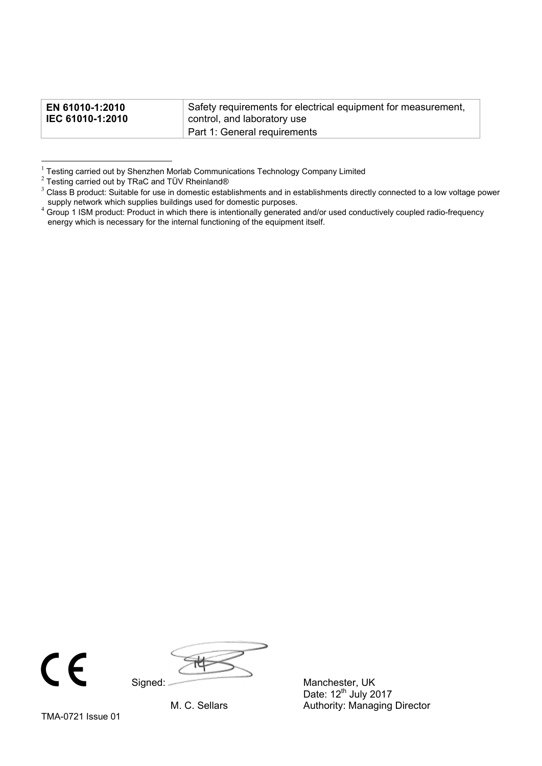| | |
|---|---|
| **EN 61010-1:2010**<br>**IEC 61010-1:2010** | Safety requirements for electrical equipment for measurement, control, and laboratory use<br>Part 1: General requirements |

[1] Testing carried out by Shenzhen Morlab Communications Technology Company Limited

[2] Testing carried out by TRaC and TÜV Rheinland®

[3] Class B product: Suitable for use in domestic establishments and in establishments directly connected to a low voltage power supply network which supplies buildings used for domestic purposes.

[4] Group 1 ISM product: Product in which there is intentionally generated and/or used conductively coupled radio-frequency energy which is necessary for the internal functioning of the equipment itself.

CE

Signed:

M. C. Sellars

Manchester, UK
Date: 12th July 2017
Authority: Managing Director

TMA-0721 Issue 01